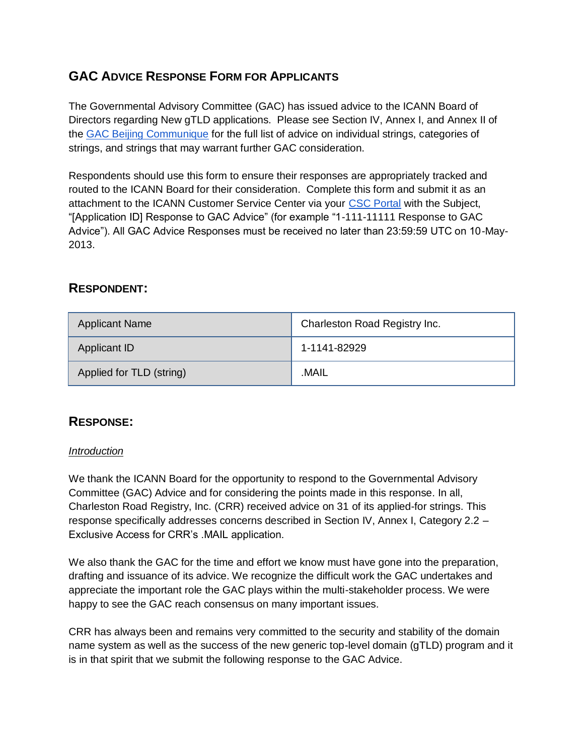## GAC Advice Response Form for Applicants

The Governmental Advisory Committee (GAC) has issued advice to the ICANN Board of Directors regarding New gTLD applications. Please see Section IV, Annex I, and Annex II of the [GAC Beijing Communique](GAC Beijing Communique) for the full list of advice on individual strings, categories of strings, and strings that may warrant further GAC consideration.

Respondents should use this form to ensure their responses are appropriately tracked and routed to the ICANN Board for their consideration. Complete this form and submit it as an attachment to the ICANN Customer Service Center via your [CSC Portal](CSC Portal) with the Subject, "[Application ID] Response to GAC Advice" (for example "1-111-11111 Response to GAC Advice"). All GAC Advice Responses must be received no later than 23:59:59 UTC on 10-May-2013.

## Respondent:

| | |
|---|---|
| Applicant Name | Charleston Road Registry Inc. |
| Applicant ID | 1-1141-82929 |
| Applied for TLD (string) | .MAIL |

## Response:

*Introduction*

We thank the ICANN Board for the opportunity to respond to the Governmental Advisory Committee (GAC) Advice and for considering the points made in this response. In all, Charleston Road Registry, Inc. (CRR) received advice on 31 of its applied-for strings. This response specifically addresses concerns described in Section IV, Annex I, Category 2.2 – Exclusive Access for CRR's .MAIL application.

We also thank the GAC for the time and effort we know must have gone into the preparation, drafting and issuance of its advice. We recognize the difficult work the GAC undertakes and appreciate the important role the GAC plays within the multi-stakeholder process. We were happy to see the GAC reach consensus on many important issues.

CRR has always been and remains very committed to the security and stability of the domain name system as well as the success of the new generic top-level domain (gTLD) program and it is in that spirit that we submit the following response to the GAC Advice.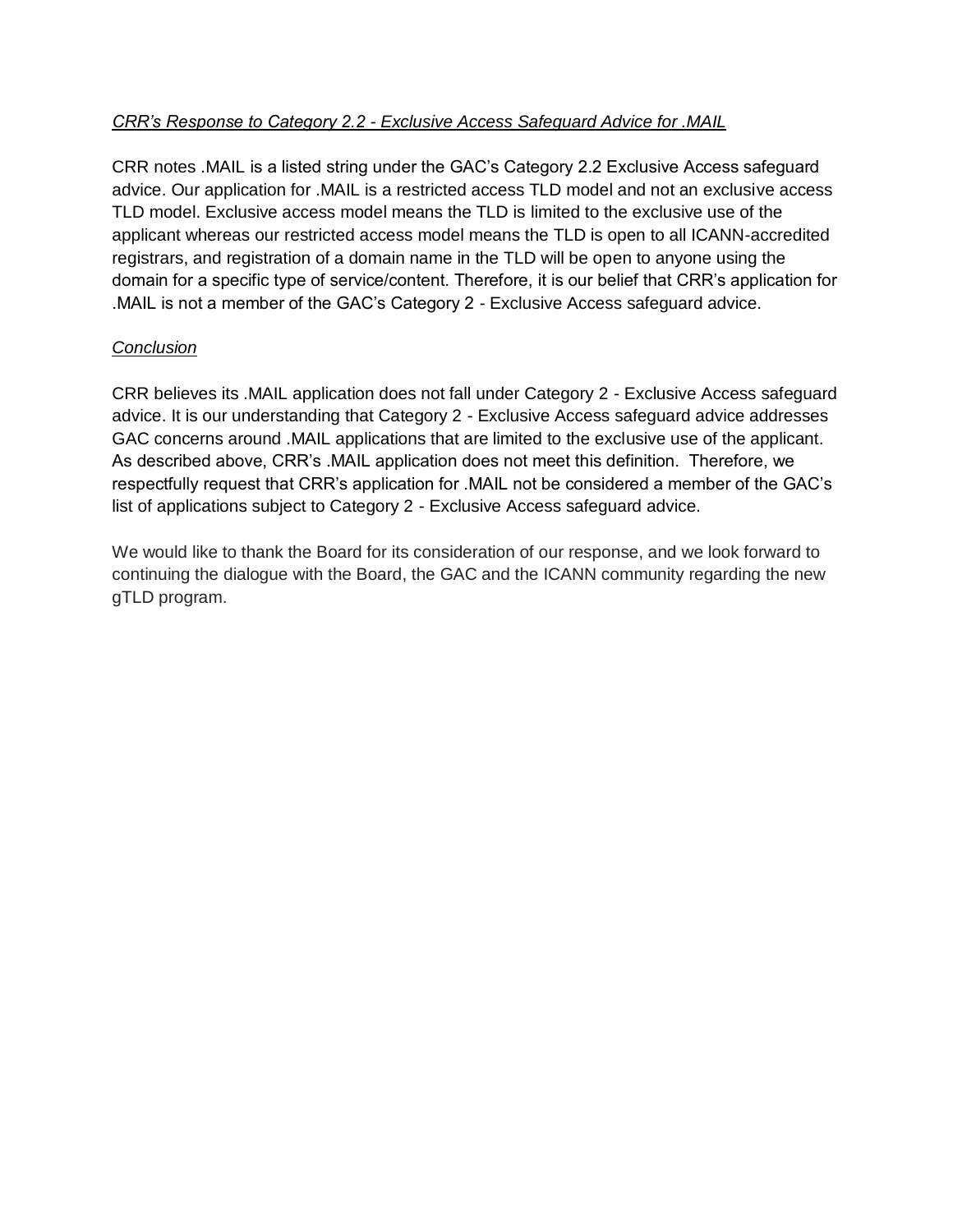*CRR's Response to Category 2.2 - Exclusive Access Safeguard Advice for .MAIL*

CRR notes .MAIL is a listed string under the GAC's Category 2.2 Exclusive Access safeguard advice. Our application for .MAIL is a restricted access TLD model and not an exclusive access TLD model. Exclusive access model means the TLD is limited to the exclusive use of the applicant whereas our restricted access model means the TLD is open to all ICANN-accredited registrars, and registration of a domain name in the TLD will be open to anyone using the domain for a specific type of service/content. Therefore, it is our belief that CRR's application for .MAIL is not a member of the GAC's Category 2 - Exclusive Access safeguard advice.

*Conclusion*

CRR believes its .MAIL application does not fall under Category 2 - Exclusive Access safeguard advice. It is our understanding that Category 2 - Exclusive Access safeguard advice addresses GAC concerns around .MAIL applications that are limited to the exclusive use of the applicant. As described above, CRR's .MAIL application does not meet this definition. Therefore, we respectfully request that CRR's application for .MAIL not be considered a member of the GAC's list of applications subject to Category 2 - Exclusive Access safeguard advice.

We would like to thank the Board for its consideration of our response, and we look forward to continuing the dialogue with the Board, the GAC and the ICANN community regarding the new gTLD program.